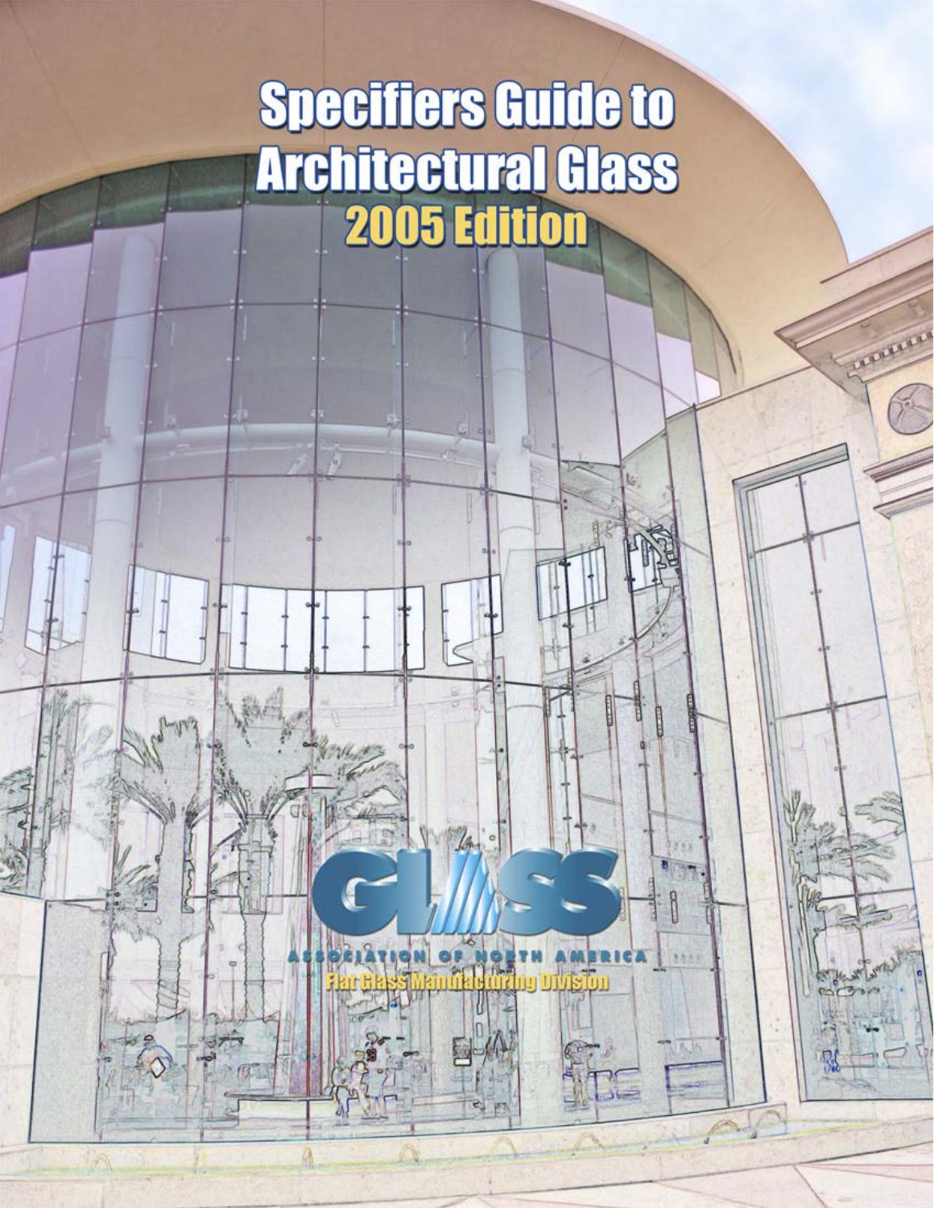# Specifiers Guide to Architectural Glass

## 2005 Edition

GLASS

ASSOCIATION OF NORTH AMERICA

Flat Glass Manufacturing Division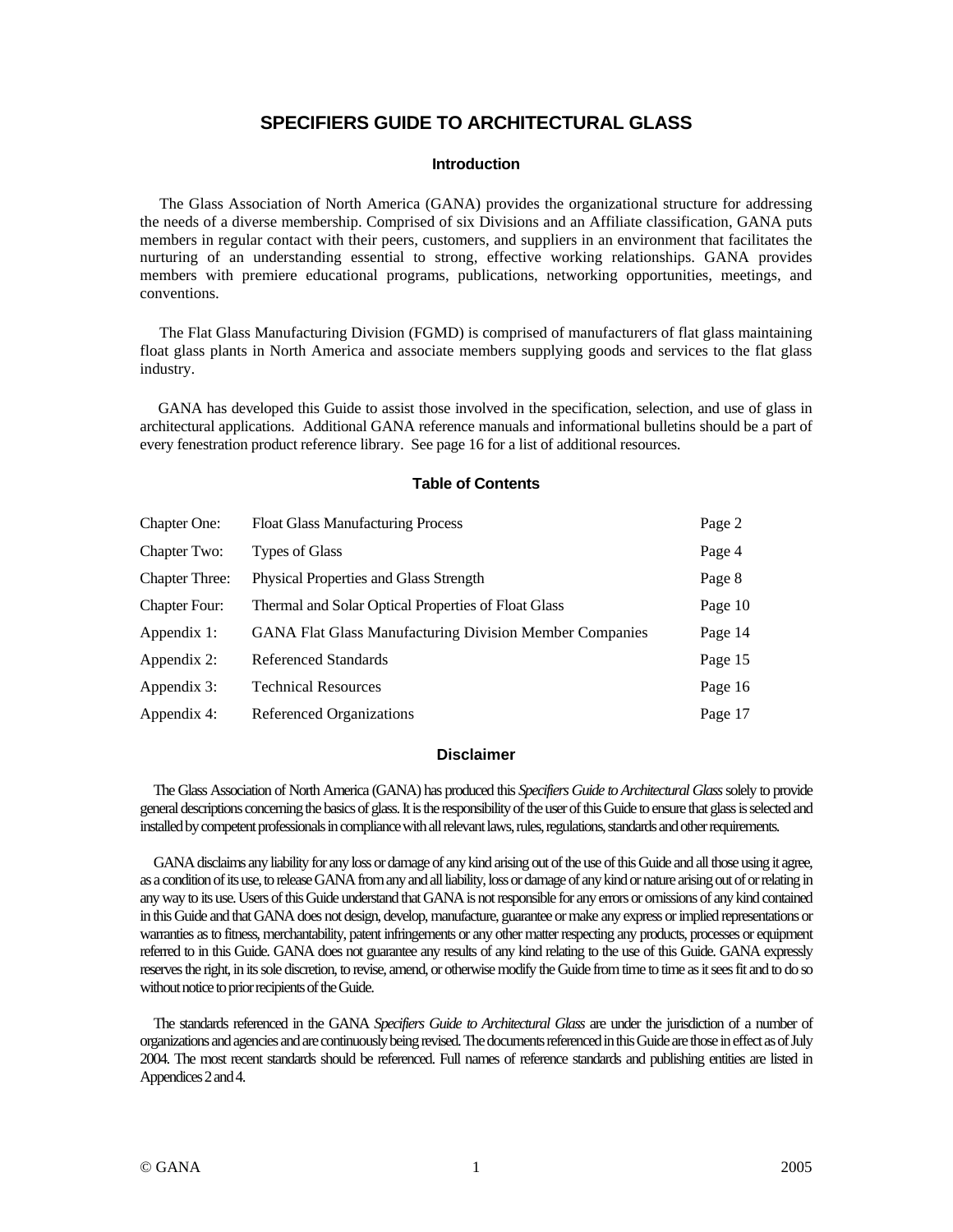# SPECIFIERS GUIDE TO ARCHITECTURAL GLASS

## Introduction

The Glass Association of North America (GANA) provides the organizational structure for addressing the needs of a diverse membership. Comprised of six Divisions and an Affiliate classification, GANA puts members in regular contact with their peers, customers, and suppliers in an environment that facilitates the nurturing of an understanding essential to strong, effective working relationships. GANA provides members with premiere educational programs, publications, networking opportunities, meetings, and conventions.

The Flat Glass Manufacturing Division (FGMD) is comprised of manufacturers of flat glass maintaining float glass plants in North America and associate members supplying goods and services to the flat glass industry.

GANA has developed this Guide to assist those involved in the specification, selection, and use of glass in architectural applications. Additional GANA reference manuals and informational bulletins should be a part of every fenestration product reference library. See page 16 for a list of additional resources.

## Table of Contents

| | | |
|---|---|---|
| Chapter One: | Float Glass Manufacturing Process | Page 2 |
| Chapter Two: | Types of Glass | Page 4 |
| Chapter Three: | Physical Properties and Glass Strength | Page 8 |
| Chapter Four: | Thermal and Solar Optical Properties of Float Glass | Page 10 |
| Appendix 1: | GANA Flat Glass Manufacturing Division Member Companies | Page 14 |
| Appendix 2: | Referenced Standards | Page 15 |
| Appendix 3: | Technical Resources | Page 16 |
| Appendix 4: | Referenced Organizations | Page 17 |

## Disclaimer

The Glass Association of North America (GANA) has produced this *Specifiers Guide to Architectural Glass* solely to provide general descriptions concerning the basics of glass. It is the responsibility of the user of this Guide to ensure that glass is selected and installed by competent professionals in compliance with all relevant laws, rules, regulations, standards and other requirements.

GANA disclaims any liability for any loss or damage of any kind arising out of the use of this Guide and all those using it agree, as a condition of its use, to release GANA from any and all liability, loss or damage of any kind or nature arising out of or relating in any way to its use. Users of this Guide understand that GANA is not responsible for any errors or omissions of any kind contained in this Guide and that GANA does not design, develop, manufacture, guarantee or make any express or implied representations or warranties as to fitness, merchantability, patent infringements or any other matter respecting any products, processes or equipment referred to in this Guide. GANA does not guarantee any results of any kind relating to the use of this Guide. GANA expressly reserves the right, in its sole discretion, to revise, amend, or otherwise modify the Guide from time to time as it sees fit and to do so without notice to prior recipients of the Guide.

The standards referenced in the GANA *Specifiers Guide to Architectural Glass* are under the jurisdiction of a number of organizations and agencies and are continuously being revised. The documents referenced in this Guide are those in effect as of July 2004. The most recent standards should be referenced. Full names of reference standards and publishing entities are listed in Appendices 2 and 4.

© GANA 2005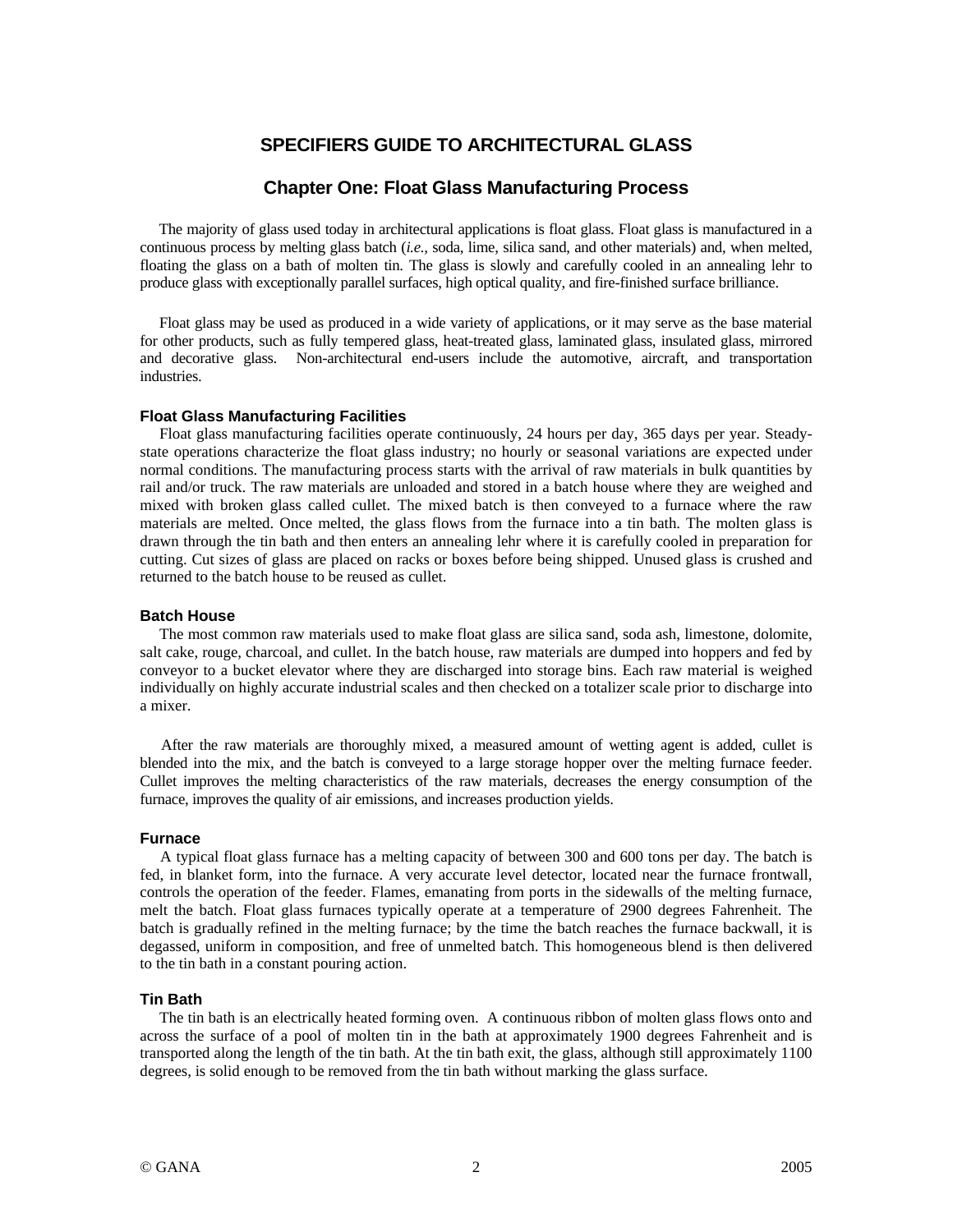# SPECIFIERS GUIDE TO ARCHITECTURAL GLASS

## Chapter One: Float Glass Manufacturing Process

The majority of glass used today in architectural applications is float glass. Float glass is manufactured in a continuous process by melting glass batch (*i.e.*, soda, lime, silica sand, and other materials) and, when melted, floating the glass on a bath of molten tin. The glass is slowly and carefully cooled in an annealing lehr to produce glass with exceptionally parallel surfaces, high optical quality, and fire-finished surface brilliance.

Float glass may be used as produced in a wide variety of applications, or it may serve as the base material for other products, such as fully tempered glass, heat-treated glass, laminated glass, insulated glass, mirrored and decorative glass. Non-architectural end-users include the automotive, aircraft, and transportation industries.

### Float Glass Manufacturing Facilities

Float glass manufacturing facilities operate continuously, 24 hours per day, 365 days per year. Steady-state operations characterize the float glass industry; no hourly or seasonal variations are expected under normal conditions. The manufacturing process starts with the arrival of raw materials in bulk quantities by rail and/or truck. The raw materials are unloaded and stored in a batch house where they are weighed and mixed with broken glass called cullet. The mixed batch is then conveyed to a furnace where the raw materials are melted. Once melted, the glass flows from the furnace into a tin bath. The molten glass is drawn through the tin bath and then enters an annealing lehr where it is carefully cooled in preparation for cutting. Cut sizes of glass are placed on racks or boxes before being shipped. Unused glass is crushed and returned to the batch house to be reused as cullet.

### Batch House

The most common raw materials used to make float glass are silica sand, soda ash, limestone, dolomite, salt cake, rouge, charcoal, and cullet. In the batch house, raw materials are dumped into hoppers and fed by conveyor to a bucket elevator where they are discharged into storage bins. Each raw material is weighed individually on highly accurate industrial scales and then checked on a totalizer scale prior to discharge into a mixer.

After the raw materials are thoroughly mixed, a measured amount of wetting agent is added, cullet is blended into the mix, and the batch is conveyed to a large storage hopper over the melting furnace feeder. Cullet improves the melting characteristics of the raw materials, decreases the energy consumption of the furnace, improves the quality of air emissions, and increases production yields.

### Furnace

A typical float glass furnace has a melting capacity of between 300 and 600 tons per day. The batch is fed, in blanket form, into the furnace. A very accurate level detector, located near the furnace frontwall, controls the operation of the feeder. Flames, emanating from ports in the sidewalls of the melting furnace, melt the batch. Float glass furnaces typically operate at a temperature of 2900 degrees Fahrenheit. The batch is gradually refined in the melting furnace; by the time the batch reaches the furnace backwall, it is degassed, uniform in composition, and free of unmelted batch. This homogeneous blend is then delivered to the tin bath in a constant pouring action.

### Tin Bath

The tin bath is an electrically heated forming oven. A continuous ribbon of molten glass flows onto and across the surface of a pool of molten tin in the bath at approximately 1900 degrees Fahrenheit and is transported along the length of the tin bath. At the tin bath exit, the glass, although still approximately 1100 degrees, is solid enough to be removed from the tin bath without marking the glass surface.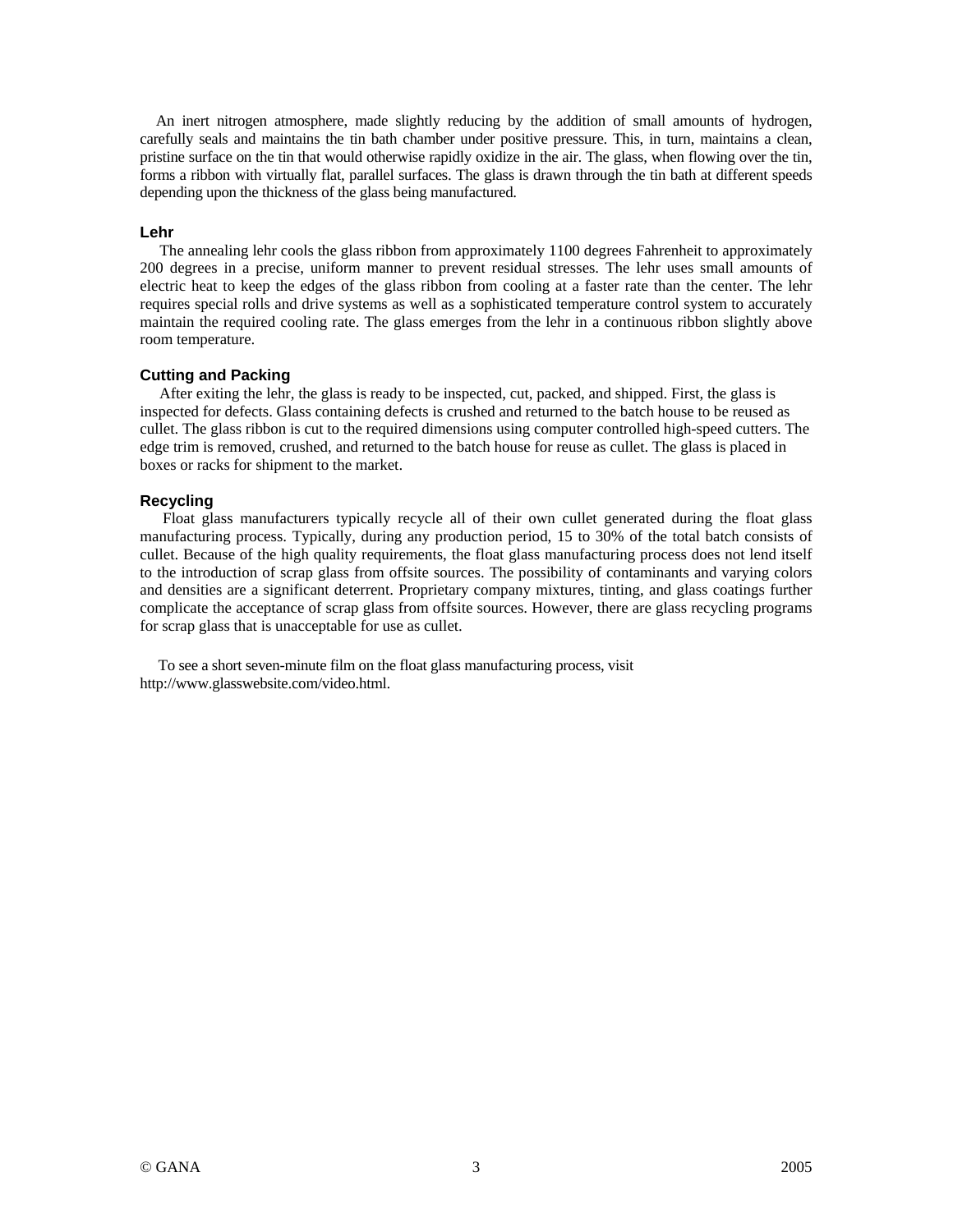An inert nitrogen atmosphere, made slightly reducing by the addition of small amounts of hydrogen, carefully seals and maintains the tin bath chamber under positive pressure. This, in turn, maintains a clean, pristine surface on the tin that would otherwise rapidly oxidize in the air. The glass, when flowing over the tin, forms a ribbon with virtually flat, parallel surfaces. The glass is drawn through the tin bath at different speeds depending upon the thickness of the glass being manufactured.

### Lehr

The annealing lehr cools the glass ribbon from approximately 1100 degrees Fahrenheit to approximately 200 degrees in a precise, uniform manner to prevent residual stresses. The lehr uses small amounts of electric heat to keep the edges of the glass ribbon from cooling at a faster rate than the center. The lehr requires special rolls and drive systems as well as a sophisticated temperature control system to accurately maintain the required cooling rate. The glass emerges from the lehr in a continuous ribbon slightly above room temperature.

### Cutting and Packing

After exiting the lehr, the glass is ready to be inspected, cut, packed, and shipped. First, the glass is inspected for defects. Glass containing defects is crushed and returned to the batch house to be reused as cullet. The glass ribbon is cut to the required dimensions using computer controlled high-speed cutters. The edge trim is removed, crushed, and returned to the batch house for reuse as cullet. The glass is placed in boxes or racks for shipment to the market.

### Recycling

Float glass manufacturers typically recycle all of their own cullet generated during the float glass manufacturing process. Typically, during any production period, 15 to 30% of the total batch consists of cullet. Because of the high quality requirements, the float glass manufacturing process does not lend itself to the introduction of scrap glass from offsite sources. The possibility of contaminants and varying colors and densities are a significant deterrent. Proprietary company mixtures, tinting, and glass coatings further complicate the acceptance of scrap glass from offsite sources. However, there are glass recycling programs for scrap glass that is unacceptable for use as cullet.

To see a short seven-minute film on the float glass manufacturing process, visit http://www.glasswebsite.com/video.html.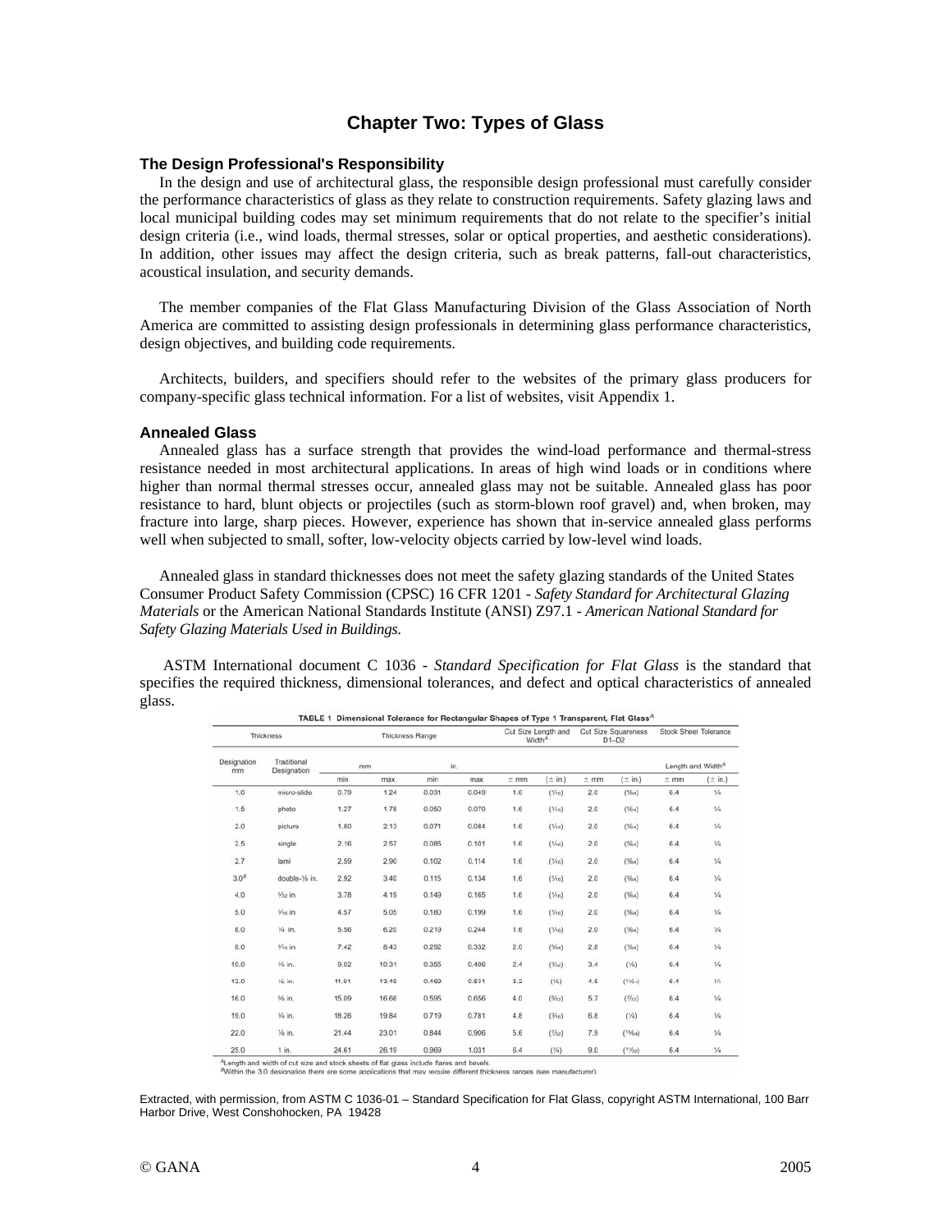## Chapter Two: Types of Glass

### The Design Professional's Responsibility

In the design and use of architectural glass, the responsible design professional must carefully consider the performance characteristics of glass as they relate to construction requirements. Safety glazing laws and local municipal building codes may set minimum requirements that do not relate to the specifier's initial design criteria (i.e., wind loads, thermal stresses, solar or optical properties, and aesthetic considerations). In addition, other issues may affect the design criteria, such as break patterns, fall-out characteristics, acoustical insulation, and security demands.

The member companies of the Flat Glass Manufacturing Division of the Glass Association of North America are committed to assisting design professionals in determining glass performance characteristics, design objectives, and building code requirements.

Architects, builders, and specifiers should refer to the websites of the primary glass producers for company-specific glass technical information. For a list of websites, visit Appendix 1.

### Annealed Glass

Annealed glass has a surface strength that provides the wind-load performance and thermal-stress resistance needed in most architectural applications. In areas of high wind loads or in conditions where higher than normal thermal stresses occur, annealed glass may not be suitable. Annealed glass has poor resistance to hard, blunt objects or projectiles (such as storm-blown roof gravel) and, when broken, may fracture into large, sharp pieces. However, experience has shown that in-service annealed glass performs well when subjected to small, softer, low-velocity objects carried by low-level wind loads.

Annealed glass in standard thicknesses does not meet the safety glazing standards of the United States Consumer Product Safety Commission (CPSC) 16 CFR 1201 - *Safety Standard for Architectural Glazing Materials* or the American National Standards Institute (ANSI) Z97.1 - *American National Standard for Safety Glazing Materials Used in Buildings.*

ASTM International document C 1036 - *Standard Specification for Flat Glass* is the standard that specifies the required thickness, dimensional tolerances, and defect and optical characteristics of annealed glass.

**TABLE 1 Dimensional Tolerance for Rectangular Shapes of Type 1 Transparent, Flat Glass[A]**

| Thickness | | Thickness Range | | | | Cut Size Length and Width[A] | | Cut Size Squareness D1–D2 | | Stock Sheet Tolerance | |
|---|---|---|---|---|---|---|---|---|---|---|---|
| Designation mm | Traditional Designation | mm | | in. | | | | | | Length and Width[A] | |
| | | min | max | min | max | ± mm | (± in.) | ± mm | (± in.) | ± mm | (± in.) |
| 1.0 | micro-slide | 0.79 | 1.24 | 0.031 | 0.049 | 1.6 | (1/16) | 2.0 | (5/64) | 6.4 | 1/4 |
| 1.5 | photo | 1.27 | 1.78 | 0.050 | 0.070 | 1.6 | (1/16) | 2.0 | (5/64) | 6.4 | 1/4 |
| 2.0 | picture | 1.80 | 2.13 | 0.071 | 0.084 | 1.6 | (1/16) | 2.0 | (5/64) | 6.4 | 1/4 |
| 2.5 | single | 2.16 | 2.57 | 0.085 | 0.101 | 1.6 | (1/16) | 2.0 | (5/64) | 6.4 | 1/4 |
| 2.7 | lami | 2.59 | 2.90 | 0.102 | 0.114 | 1.6 | (1/16) | 2.0 | (5/64) | 6.4 | 1/4 |
| 3.0[B] | double-1/8 in. | 2.92 | 3.40 | 0.115 | 0.134 | 1.6 | (1/16) | 2.0 | (5/64) | 6.4 | 1/4 |
| 4.0 | 5/32 in. | 3.78 | 4.19 | 0.149 | 0.165 | 1.6 | (1/16) | 2.0 | (5/64) | 6.4 | 1/4 |
| 5.0 | 3/16 in. | 4.57 | 5.05 | 0.180 | 0.199 | 1.6 | (1/16) | 2.0 | (5/64) | 6.4 | 1/4 |
| 6.0 | 1/4 in. | 5.56 | 6.20 | 0.219 | 0.244 | 1.6 | (1/16) | 2.0 | (5/64) | 6.4 | 1/4 |
| 8.0 | 5/16 in. | 7.42 | 8.43 | 0.292 | 0.332 | 2.0 | (5/64) | 2.8 | (7/64) | 6.4 | 1/4 |
| 10.0 | 3/8 in. | 9.02 | 10.31 | 0.355 | 0.406 | 2.4 | (3/32) | 3.4 | (1/8) | 6.4 | 1/4 |
| 12.0 | 1/2 in. | 11.91 | 13.49 | 0.469 | 0.531 | 3.2 | (1/8) | 4.5 | (11/64) | 6.4 | 1/4 |
| 16.0 | 5/8 in. | 15.09 | 16.66 | 0.595 | 0.656 | 4.0 | (5/32) | 5.7 | (7/32) | 6.4 | 1/4 |
| 19.0 | 3/4 in. | 18.26 | 19.84 | 0.719 | 0.781 | 4.8 | (3/16) | 6.8 | (1/4) | 6.4 | 1/4 |
| 22.0 | 7/8 in. | 21.44 | 23.01 | 0.844 | 0.906 | 5.6 | (7/32) | 7.9 | (19/64) | 6.4 | 1/4 |
| 25.0 | 1 in. | 24.61 | 26.19 | 0.969 | 1.031 | 6.4 | (1/4) | 9.0 | (11/32) | 6.4 | 1/4 |

[A]Length and width of cut size and stock sheets of flat glass include flares and bevels.
[B]Within the 3.0 designation there are some applications that may require different thickness ranges (see manufacturer).

Extracted, with permission, from ASTM C 1036-01 – Standard Specification for Flat Glass, copyright ASTM International, 100 Barr Harbor Drive, West Conshohocken, PA 19428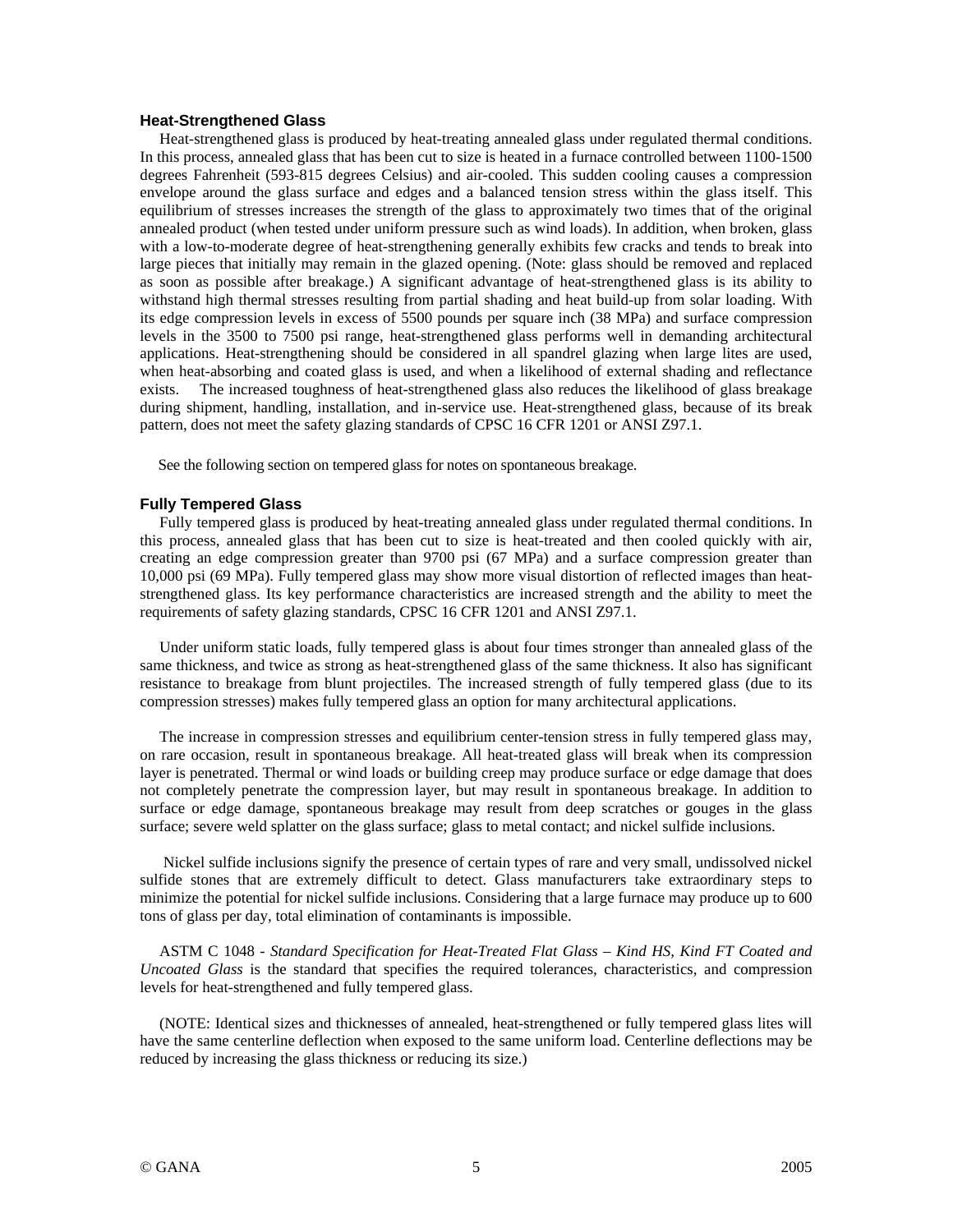### Heat-Strengthened Glass

Heat-strengthened glass is produced by heat-treating annealed glass under regulated thermal conditions. In this process, annealed glass that has been cut to size is heated in a furnace controlled between 1100-1500 degrees Fahrenheit (593-815 degrees Celsius) and air-cooled. This sudden cooling causes a compression envelope around the glass surface and edges and a balanced tension stress within the glass itself. This equilibrium of stresses increases the strength of the glass to approximately two times that of the original annealed product (when tested under uniform pressure such as wind loads). In addition, when broken, glass with a low-to-moderate degree of heat-strengthening generally exhibits few cracks and tends to break into large pieces that initially may remain in the glazed opening. (Note: glass should be removed and replaced as soon as possible after breakage.) A significant advantage of heat-strengthened glass is its ability to withstand high thermal stresses resulting from partial shading and heat build-up from solar loading. With its edge compression levels in excess of 5500 pounds per square inch (38 MPa) and surface compression levels in the 3500 to 7500 psi range, heat-strengthened glass performs well in demanding architectural applications. Heat-strengthening should be considered in all spandrel glazing when large lites are used, when heat-absorbing and coated glass is used, and when a likelihood of external shading and reflectance exists. The increased toughness of heat-strengthened glass also reduces the likelihood of glass breakage during shipment, handling, installation, and in-service use. Heat-strengthened glass, because of its break pattern, does not meet the safety glazing standards of CPSC 16 CFR 1201 or ANSI Z97.1.

See the following section on tempered glass for notes on spontaneous breakage.

### Fully Tempered Glass

Fully tempered glass is produced by heat-treating annealed glass under regulated thermal conditions. In this process, annealed glass that has been cut to size is heat-treated and then cooled quickly with air, creating an edge compression greater than 9700 psi (67 MPa) and a surface compression greater than 10,000 psi (69 MPa). Fully tempered glass may show more visual distortion of reflected images than heat-strengthened glass. Its key performance characteristics are increased strength and the ability to meet the requirements of safety glazing standards, CPSC 16 CFR 1201 and ANSI Z97.1.

Under uniform static loads, fully tempered glass is about four times stronger than annealed glass of the same thickness, and twice as strong as heat-strengthened glass of the same thickness. It also has significant resistance to breakage from blunt projectiles. The increased strength of fully tempered glass (due to its compression stresses) makes fully tempered glass an option for many architectural applications.

The increase in compression stresses and equilibrium center-tension stress in fully tempered glass may, on rare occasion, result in spontaneous breakage. All heat-treated glass will break when its compression layer is penetrated. Thermal or wind loads or building creep may produce surface or edge damage that does not completely penetrate the compression layer, but may result in spontaneous breakage. In addition to surface or edge damage, spontaneous breakage may result from deep scratches or gouges in the glass surface; severe weld splatter on the glass surface; glass to metal contact; and nickel sulfide inclusions.

Nickel sulfide inclusions signify the presence of certain types of rare and very small, undissolved nickel sulfide stones that are extremely difficult to detect. Glass manufacturers take extraordinary steps to minimize the potential for nickel sulfide inclusions. Considering that a large furnace may produce up to 600 tons of glass per day, total elimination of contaminants is impossible.

ASTM C 1048 - *Standard Specification for Heat-Treated Flat Glass – Kind HS, Kind FT Coated and Uncoated Glass* is the standard that specifies the required tolerances, characteristics, and compression levels for heat-strengthened and fully tempered glass.

(NOTE: Identical sizes and thicknesses of annealed, heat-strengthened or fully tempered glass lites will have the same centerline deflection when exposed to the same uniform load. Centerline deflections may be reduced by increasing the glass thickness or reducing its size.)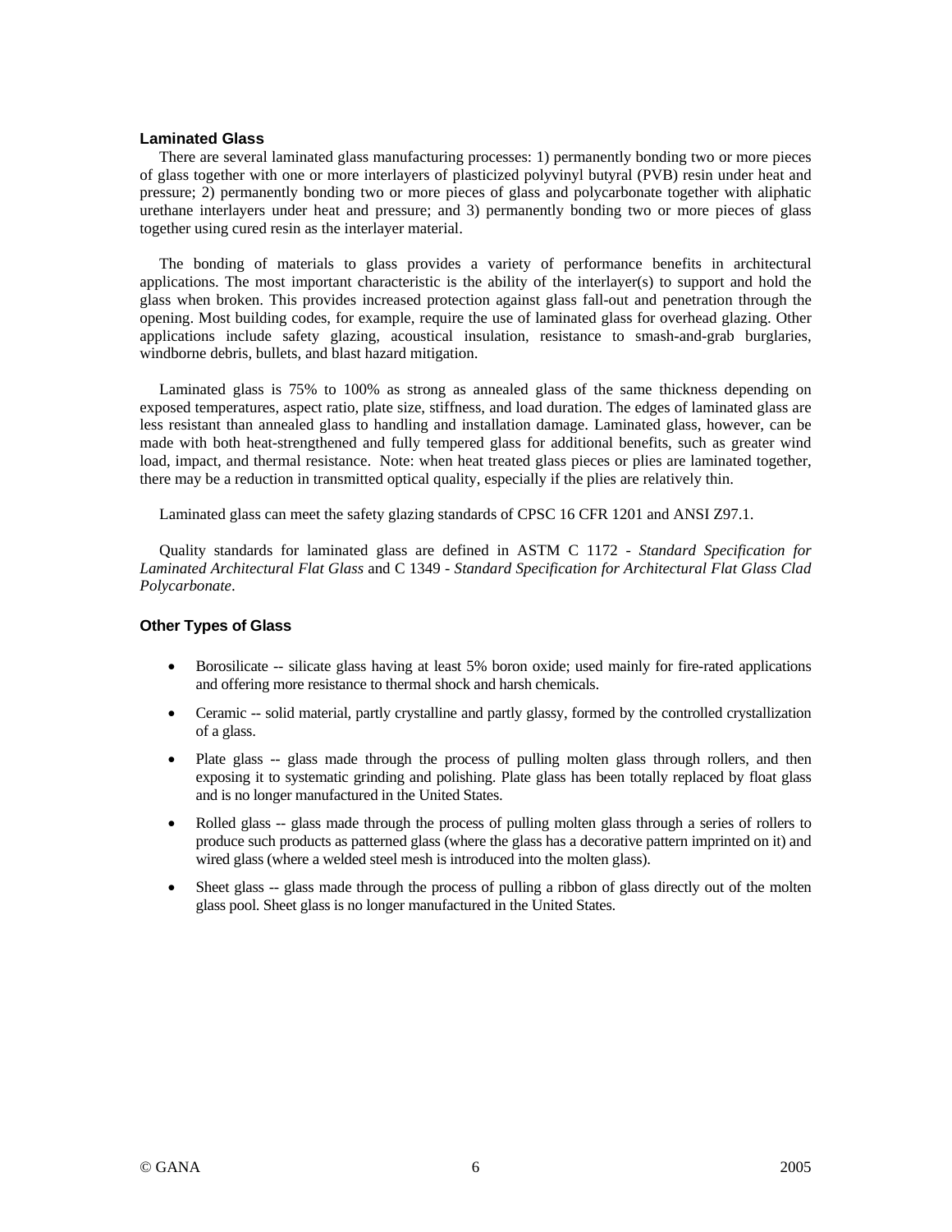### Laminated Glass

There are several laminated glass manufacturing processes: 1) permanently bonding two or more pieces of glass together with one or more interlayers of plasticized polyvinyl butyral (PVB) resin under heat and pressure; 2) permanently bonding two or more pieces of glass and polycarbonate together with aliphatic urethane interlayers under heat and pressure; and 3) permanently bonding two or more pieces of glass together using cured resin as the interlayer material.

The bonding of materials to glass provides a variety of performance benefits in architectural applications. The most important characteristic is the ability of the interlayer(s) to support and hold the glass when broken. This provides increased protection against glass fall-out and penetration through the opening. Most building codes, for example, require the use of laminated glass for overhead glazing. Other applications include safety glazing, acoustical insulation, resistance to smash-and-grab burglaries, windborne debris, bullets, and blast hazard mitigation.

Laminated glass is 75% to 100% as strong as annealed glass of the same thickness depending on exposed temperatures, aspect ratio, plate size, stiffness, and load duration. The edges of laminated glass are less resistant than annealed glass to handling and installation damage. Laminated glass, however, can be made with both heat-strengthened and fully tempered glass for additional benefits, such as greater wind load, impact, and thermal resistance. Note: when heat treated glass pieces or plies are laminated together, there may be a reduction in transmitted optical quality, especially if the plies are relatively thin.

Laminated glass can meet the safety glazing standards of CPSC 16 CFR 1201 and ANSI Z97.1.

Quality standards for laminated glass are defined in ASTM C 1172 - *Standard Specification for Laminated Architectural Flat Glass* and C 1349 - *Standard Specification for Architectural Flat Glass Clad Polycarbonate*.

### Other Types of Glass

- Borosilicate -- silicate glass having at least 5% boron oxide; used mainly for fire-rated applications and offering more resistance to thermal shock and harsh chemicals.
- Ceramic -- solid material, partly crystalline and partly glassy, formed by the controlled crystallization of a glass.
- Plate glass -- glass made through the process of pulling molten glass through rollers, and then exposing it to systematic grinding and polishing. Plate glass has been totally replaced by float glass and is no longer manufactured in the United States.
- Rolled glass -- glass made through the process of pulling molten glass through a series of rollers to produce such products as patterned glass (where the glass has a decorative pattern imprinted on it) and wired glass (where a welded steel mesh is introduced into the molten glass).
- Sheet glass -- glass made through the process of pulling a ribbon of glass directly out of the molten glass pool. Sheet glass is no longer manufactured in the United States.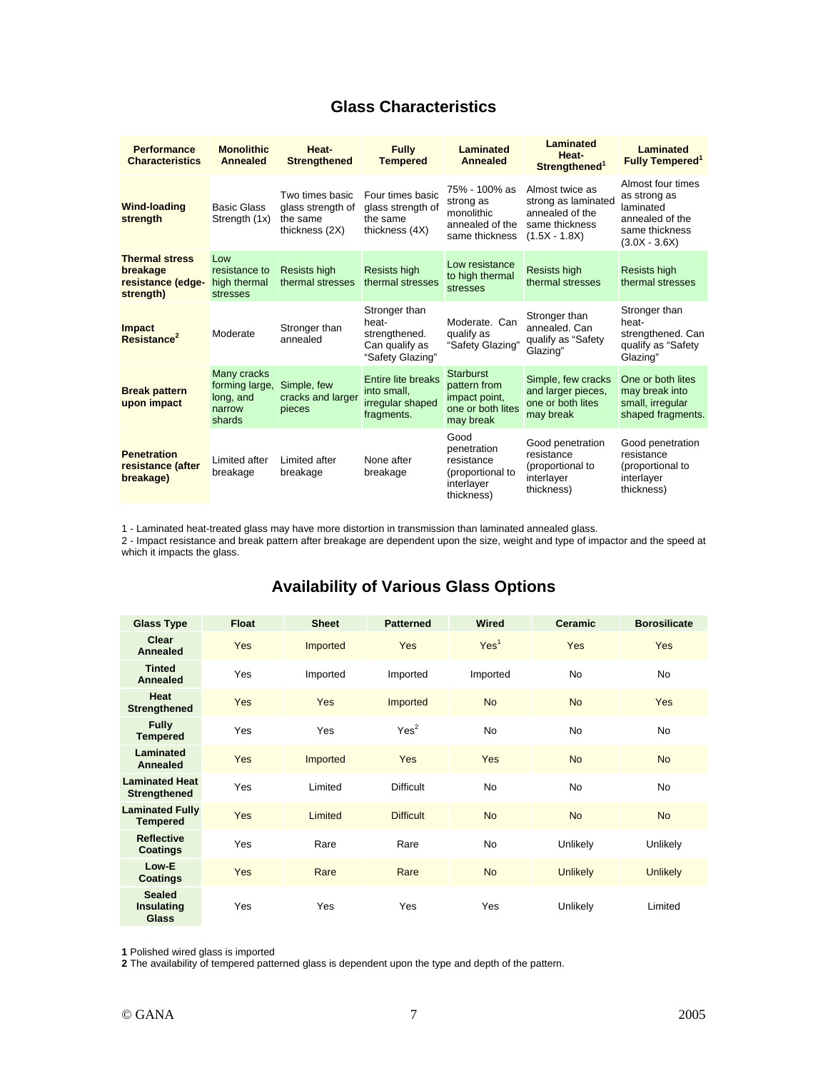## Glass Characteristics

| Performance Characteristics | Monolithic Annealed | Heat-Strengthened | Fully Tempered | Laminated Annealed | Laminated Heat-Strengthened[1] | Laminated Fully Tempered[1] |
|---|---|---|---|---|---|---|
| **Wind-loading strength** | Basic Glass Strength (1x) | Two times basic glass strength of the same thickness (2X) | Four times basic glass strength of the same thickness (4X) | 75% - 100% as strong as monolithic annealed of the same thickness | Almost twice as strong as laminated annealed of the same thickness (1.5X - 1.8X) | Almost four times as strong as laminated annealed of the same thickness (3.0X - 3.6X) |
| **Thermal stress breakage resistance (edge-strength)** | Low resistance to high thermal stresses | Resists high thermal stresses | Resists high thermal stresses | Low resistance to high thermal stresses | Resists high thermal stresses | Resists high thermal stresses |
| **Impact Resistance[2]** | Moderate | Stronger than annealed | Stronger than heat-strengthened. Can qualify as "Safety Glazing" | Moderate. Can qualify as "Safety Glazing" | Stronger than annealed. Can qualify as "Safety Glazing" | Stronger than heat-strengthened. Can qualify as "Safety Glazing" |
| **Break pattern upon impact** | Many cracks forming large, long, and narrow shards | Simple, few cracks and larger pieces | Entire lite breaks into small, irregular shaped fragments. | Starburst pattern from impact point, one or both lites may break | Simple, few cracks and larger pieces, one or both lites may break | One or both lites may break into small, irregular shaped fragments. |
| **Penetration resistance (after breakage)** | Limited after breakage | Limited after breakage | None after breakage | Good penetration resistance (proportional to interlayer thickness) | Good penetration resistance (proportional to interlayer thickness) | Good penetration resistance (proportional to interlayer thickness) |

1 - Laminated heat-treated glass may have more distortion in transmission than laminated annealed glass.
2 - Impact resistance and break pattern after breakage are dependent upon the size, weight and type of impactor and the speed at which it impacts the glass.

## Availability of Various Glass Options

| Glass Type | Float | Sheet | Patterned | Wired | Ceramic | Borosilicate |
|---|---|---|---|---|---|---|
| **Clear Annealed** | Yes | Imported | Yes | Yes[1] | Yes | Yes |
| **Tinted Annealed** | Yes | Imported | Imported | Imported | No | No |
| **Heat Strengthened** | Yes | Yes | Imported | No | No | Yes |
| **Fully Tempered** | Yes | Yes | Yes[2] | No | No | No |
| **Laminated Annealed** | Yes | Imported | Yes | Yes | No | No |
| **Laminated Heat Strengthened** | Yes | Limited | Difficult | No | No | No |
| **Laminated Fully Tempered** | Yes | Limited | Difficult | No | No | No |
| **Reflective Coatings** | Yes | Rare | Rare | No | Unlikely | Unlikely |
| **Low-E Coatings** | Yes | Rare | Rare | No | Unlikely | Unlikely |
| **Sealed Insulating Glass** | Yes | Yes | Yes | Yes | Unlikely | Limited |

**1** Polished wired glass is imported
**2** The availability of tempered patterned glass is dependent upon the type and depth of the pattern.

© GANA 2005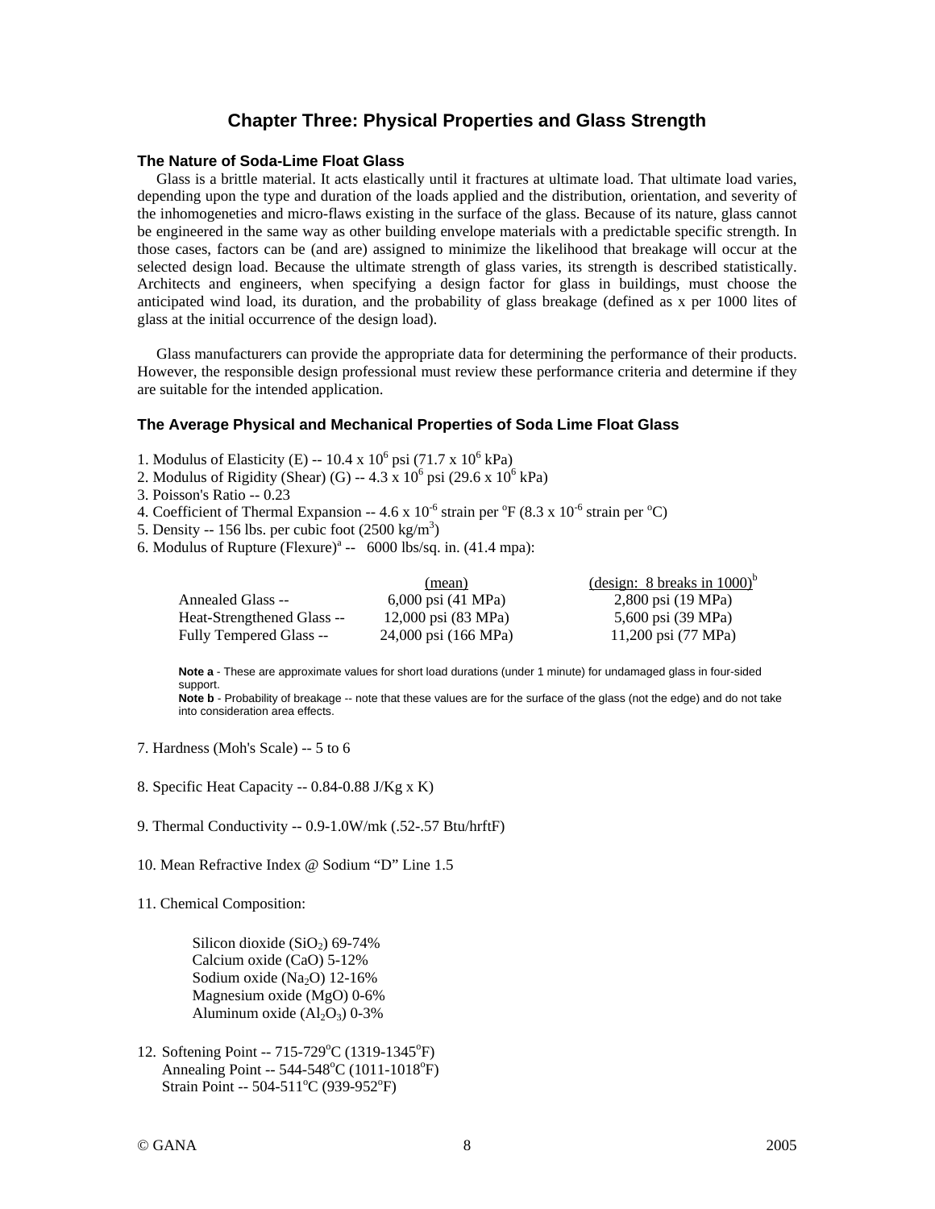# Chapter Three: Physical Properties and Glass Strength

### The Nature of Soda-Lime Float Glass

Glass is a brittle material. It acts elastically until it fractures at ultimate load. That ultimate load varies, depending upon the type and duration of the loads applied and the distribution, orientation, and severity of the inhomogeneties and micro-flaws existing in the surface of the glass. Because of its nature, glass cannot be engineered in the same way as other building envelope materials with a predictable specific strength. In those cases, factors can be (and are) assigned to minimize the likelihood that breakage will occur at the selected design load. Because the ultimate strength of glass varies, its strength is described statistically. Architects and engineers, when specifying a design factor for glass in buildings, must choose the anticipated wind load, its duration, and the probability of glass breakage (defined as x per 1000 lites of glass at the initial occurrence of the design load).

Glass manufacturers can provide the appropriate data for determining the performance of their products. However, the responsible design professional must review these performance criteria and determine if they are suitable for the intended application.

### The Average Physical and Mechanical Properties of Soda Lime Float Glass

1. Modulus of Elasticity (E) -- $10.4 \times 10^6$ psi ($71.7 \times 10^6$ kPa)
2. Modulus of Rigidity (Shear) (G) -- $4.3 \times 10^6$ psi ($29.6 \times 10^6$ kPa)
3. Poisson's Ratio -- 0.23
4. Coefficient of Thermal Expansion -- $4.6 \times 10^{-6}$ strain per $^oF$ ($8.3 \times 10^{-6}$ strain per $^oC$)
5. Density -- 156 lbs. per cubic foot (2500 $kg/m^3$)
6. Modulus of Rupture (Flexure)[a] -- 6000 lbs/sq. in. (41.4 mpa):

| | (mean) | (design: 8 breaks in 1000)[b] |
|---|---|---|
| Annealed Glass -- | 6,000 psi (41 MPa) | 2,800 psi (19 MPa) |
| Heat-Strengthened Glass -- | 12,000 psi (83 MPa) | 5,600 psi (39 MPa) |
| Fully Tempered Glass -- | 24,000 psi (166 MPa) | 11,200 psi (77 MPa) |

**Note a** - These are approximate values for short load durations (under 1 minute) for undamaged glass in four-sided support.
**Note b** - Probability of breakage -- note that these values are for the surface of the glass (not the edge) and do not take into consideration area effects.

7. Hardness (Moh's Scale) -- 5 to 6

8. Specific Heat Capacity -- 0.84-0.88 J/Kg x K)

9. Thermal Conductivity -- 0.9-1.0W/mk (.52-.57 Btu/hrftF)

10. Mean Refractive Index @ Sodium "D" Line 1.5

11. Chemical Composition:

    Silicon dioxide ($SiO_2$) 69-74%
    Calcium oxide (CaO) 5-12%
    Sodium oxide ($Na_2O$) 12-16%
    Magnesium oxide (MgO) 0-6%
    Aluminum oxide ($Al_2O_3$) 0-3%

12. Softening Point -- 715-729$^oC$ (1319-1345$^oF$)
    Annealing Point -- 544-548$^oC$ (1011-1018$^oF$)
    Strain Point -- 504-511$^oC$ (939-952$^oF$)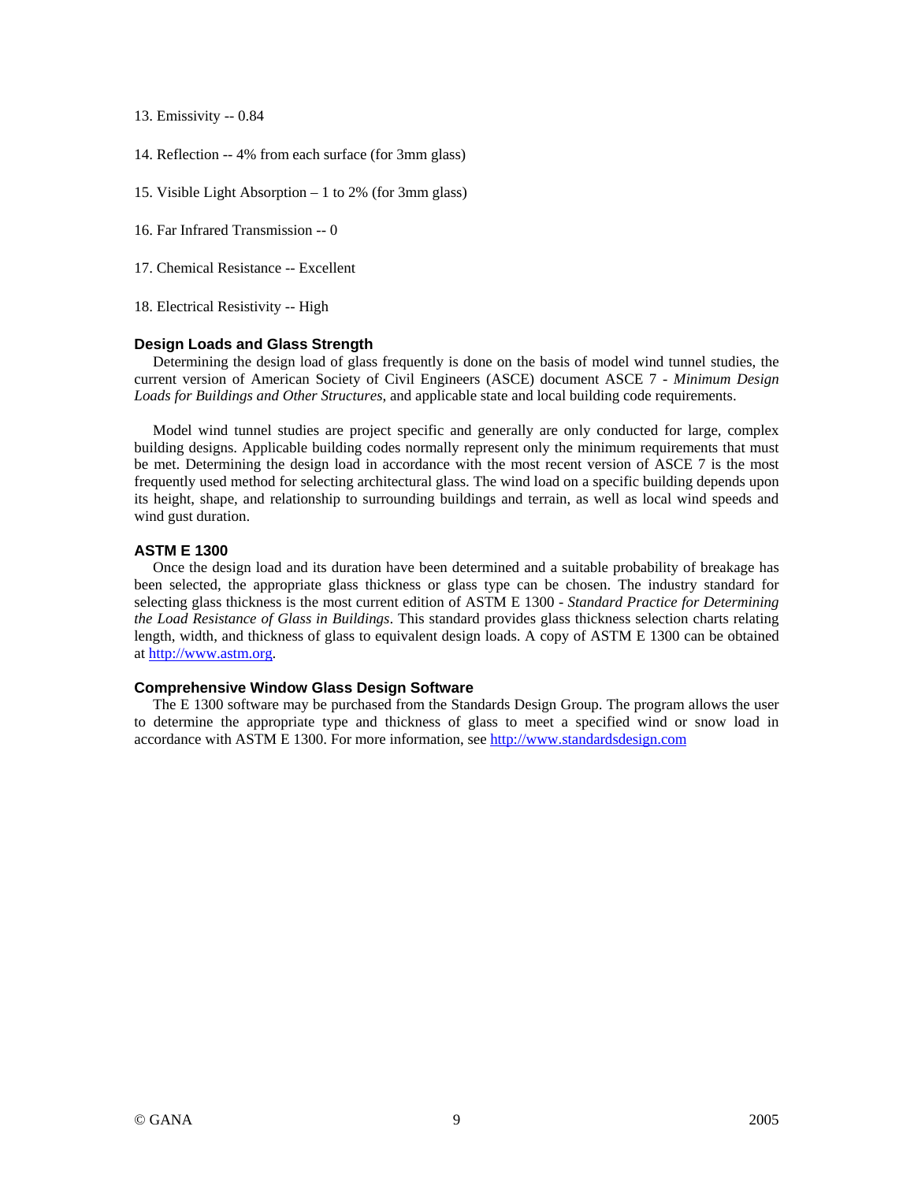13. Emissivity -- 0.84

14. Reflection -- 4% from each surface (for 3mm glass)

15. Visible Light Absorption – 1 to 2% (for 3mm glass)

16. Far Infrared Transmission -- 0

17. Chemical Resistance -- Excellent

18. Electrical Resistivity -- High

### Design Loads and Glass Strength

Determining the design load of glass frequently is done on the basis of model wind tunnel studies, the current version of American Society of Civil Engineers (ASCE) document ASCE 7 - *Minimum Design Loads for Buildings and Other Structures*, and applicable state and local building code requirements.

Model wind tunnel studies are project specific and generally are only conducted for large, complex building designs. Applicable building codes normally represent only the minimum requirements that must be met. Determining the design load in accordance with the most recent version of ASCE 7 is the most frequently used method for selecting architectural glass. The wind load on a specific building depends upon its height, shape, and relationship to surrounding buildings and terrain, as well as local wind speeds and wind gust duration.

### ASTM E 1300

Once the design load and its duration have been determined and a suitable probability of breakage has been selected, the appropriate glass thickness or glass type can be chosen. The industry standard for selecting glass thickness is the most current edition of ASTM E 1300 - *Standard Practice for Determining the Load Resistance of Glass in Buildings*. This standard provides glass thickness selection charts relating length, width, and thickness of glass to equivalent design loads. A copy of ASTM E 1300 can be obtained at http://www.astm.org.

### Comprehensive Window Glass Design Software

The E 1300 software may be purchased from the Standards Design Group. The program allows the user to determine the appropriate type and thickness of glass to meet a specified wind or snow load in accordance with ASTM E 1300. For more information, see http://www.standardsdesign.com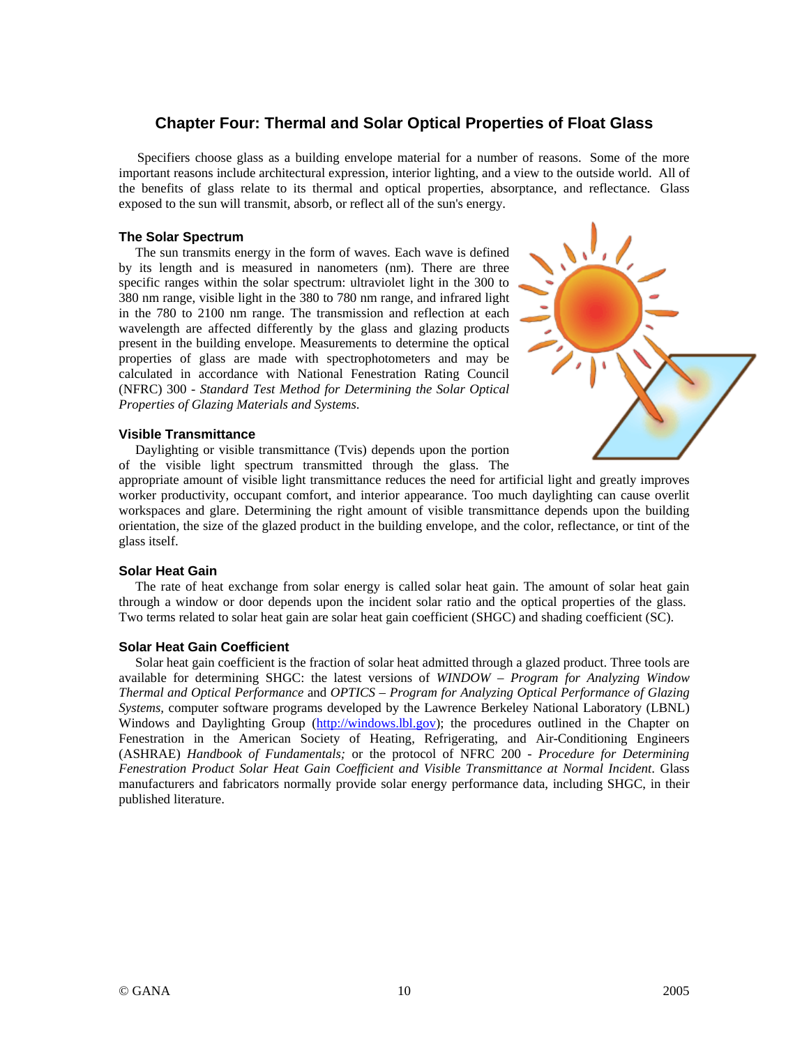## Chapter Four: Thermal and Solar Optical Properties of Float Glass

Specifiers choose glass as a building envelope material for a number of reasons. Some of the more important reasons include architectural expression, interior lighting, and a view to the outside world. All of the benefits of glass relate to its thermal and optical properties, absorptance, and reflectance. Glass exposed to the sun will transmit, absorb, or reflect all of the sun's energy.

### The Solar Spectrum

The sun transmits energy in the form of waves. Each wave is defined by its length and is measured in nanometers (nm). There are three specific ranges within the solar spectrum: ultraviolet light in the 300 to 380 nm range, visible light in the 380 to 780 nm range, and infrared light in the 780 to 2100 nm range. The transmission and reflection at each wavelength are affected differently by the glass and glazing products present in the building envelope. Measurements to determine the optical properties of glass are made with spectrophotometers and may be calculated in accordance with National Fenestration Rating Council (NFRC) 300 - *Standard Test Method for Determining the Solar Optical Properties of Glazing Materials and Systems.*

### Visible Transmittance

Daylighting or visible transmittance (Tvis) depends upon the portion of the visible light spectrum transmitted through the glass. The appropriate amount of visible light transmittance reduces the need for artificial light and greatly improves worker productivity, occupant comfort, and interior appearance. Too much daylighting can cause overlit workspaces and glare. Determining the right amount of visible transmittance depends upon the building orientation, the size of the glazed product in the building envelope, and the color, reflectance, or tint of the glass itself.

### Solar Heat Gain

The rate of heat exchange from solar energy is called solar heat gain. The amount of solar heat gain through a window or door depends upon the incident solar ratio and the optical properties of the glass. Two terms related to solar heat gain are solar heat gain coefficient (SHGC) and shading coefficient (SC).

### Solar Heat Gain Coefficient

Solar heat gain coefficient is the fraction of solar heat admitted through a glazed product. Three tools are available for determining SHGC: the latest versions of *WINDOW – Program for Analyzing Window Thermal and Optical Performance* and *OPTICS – Program for Analyzing Optical Performance of Glazing Systems,* computer software programs developed by the Lawrence Berkeley National Laboratory (LBNL) Windows and Daylighting Group (http://windows.lbl.gov); the procedures outlined in the Chapter on Fenestration in the American Society of Heating, Refrigerating, and Air-Conditioning Engineers (ASHRAE) *Handbook of Fundamentals;* or the protocol of NFRC 200 - *Procedure for Determining Fenestration Product Solar Heat Gain Coefficient and Visible Transmittance at Normal Incident*. Glass manufacturers and fabricators normally provide solar energy performance data, including SHGC, in their published literature.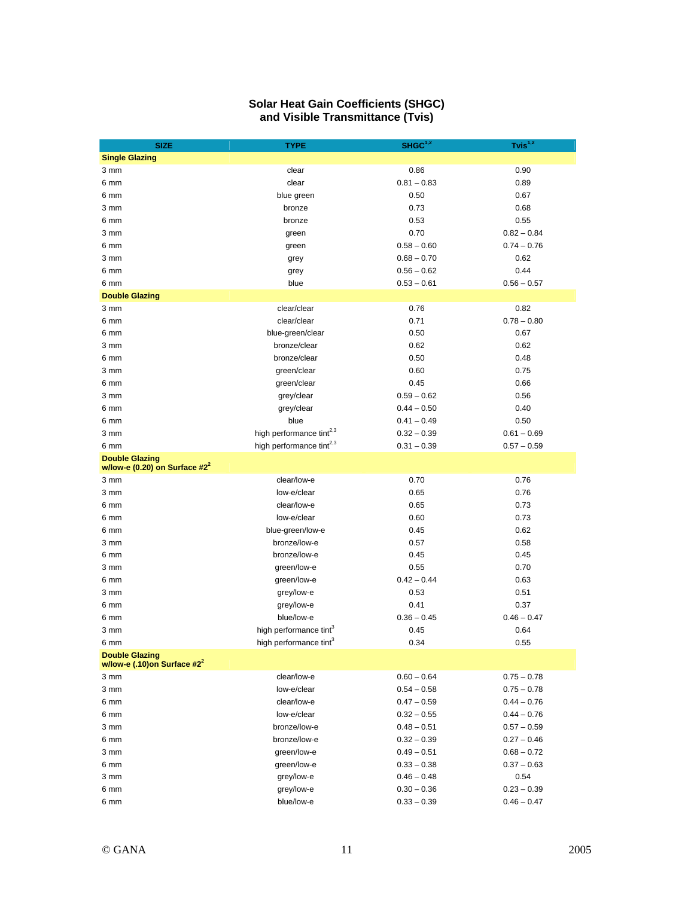## Solar Heat Gain Coefficients (SHGC) and Visible Transmittance (Tvis)

| SIZE | TYPE | SHGC[1,2] | Tvis[1,2] |
|---|---|---|---|
| **Single Glazing** | | | |
| 3 mm | clear | 0.86 | 0.90 |
| 6 mm | clear | 0.81 – 0.83 | 0.89 |
| 6 mm | blue green | 0.50 | 0.67 |
| 3 mm | bronze | 0.73 | 0.68 |
| 6 mm | bronze | 0.53 | 0.55 |
| 3 mm | green | 0.70 | 0.82 – 0.84 |
| 6 mm | green | 0.58 – 0.60 | 0.74 – 0.76 |
| 3 mm | grey | 0.68 – 0.70 | 0.62 |
| 6 mm | grey | 0.56 – 0.62 | 0.44 |
| 6 mm | blue | 0.53 – 0.61 | 0.56 – 0.57 |
| **Double Glazing** | | | |
| 3 mm | clear/clear | 0.76 | 0.82 |
| 6 mm | clear/clear | 0.71 | 0.78 – 0.80 |
| 6 mm | blue-green/clear | 0.50 | 0.67 |
| 3 mm | bronze/clear | 0.62 | 0.62 |
| 6 mm | bronze/clear | 0.50 | 0.48 |
| 3 mm | green/clear | 0.60 | 0.75 |
| 6 mm | green/clear | 0.45 | 0.66 |
| 3 mm | grey/clear | 0.59 – 0.62 | 0.56 |
| 6 mm | grey/clear | 0.44 – 0.50 | 0.40 |
| 6 mm | blue | 0.41 – 0.49 | 0.50 |
| 3 mm | high performance tint[2,3] | 0.32 – 0.39 | 0.61 – 0.69 |
| 6 mm | high performance tint[2,3] | 0.31 – 0.39 | 0.57 – 0.59 |
| **Double Glazing w/low-e (0.20) on Surface #2[2]** | | | |
| 3 mm | clear/low-e | 0.70 | 0.76 |
| 3 mm | low-e/clear | 0.65 | 0.76 |
| 6 mm | clear/low-e | 0.65 | 0.73 |
| 6 mm | low-e/clear | 0.60 | 0.73 |
| 6 mm | blue-green/low-e | 0.45 | 0.62 |
| 3 mm | bronze/low-e | 0.57 | 0.58 |
| 6 mm | bronze/low-e | 0.45 | 0.45 |
| 3 mm | green/low-e | 0.55 | 0.70 |
| 6 mm | green/low-e | 0.42 – 0.44 | 0.63 |
| 3 mm | grey/low-e | 0.53 | 0.51 |
| 6 mm | grey/low-e | 0.41 | 0.37 |
| 6 mm | blue/low-e | 0.36 – 0.45 | 0.46 – 0.47 |
| 3 mm | high performance tint[3] | 0.45 | 0.64 |
| 6 mm | high performance tint[3] | 0.34 | 0.55 |
| **Double Glazing w/low-e (.10)on Surface #2[2]** | | | |
| 3 mm | clear/low-e | 0.60 – 0.64 | 0.75 – 0.78 |
| 3 mm | low-e/clear | 0.54 – 0.58 | 0.75 – 0.78 |
| 6 mm | clear/low-e | 0.47 – 0.59 | 0.44 – 0.76 |
| 6 mm | low-e/clear | 0.32 – 0.55 | 0.44 – 0.76 |
| 3 mm | bronze/low-e | 0.48 – 0.51 | 0.57 – 0.59 |
| 6 mm | bronze/low-e | 0.32 – 0.39 | 0.27 – 0.46 |
| 3 mm | green/low-e | 0.49 – 0.51 | 0.68 – 0.72 |
| 6 mm | green/low-e | 0.33 – 0.38 | 0.37 – 0.63 |
| 3 mm | grey/low-e | 0.46 – 0.48 | 0.54 |
| 6 mm | grey/low-e | 0.30 – 0.36 | 0.23 – 0.39 |
| 6 mm | blue/low-e | 0.33 – 0.39 | 0.46 – 0.47 |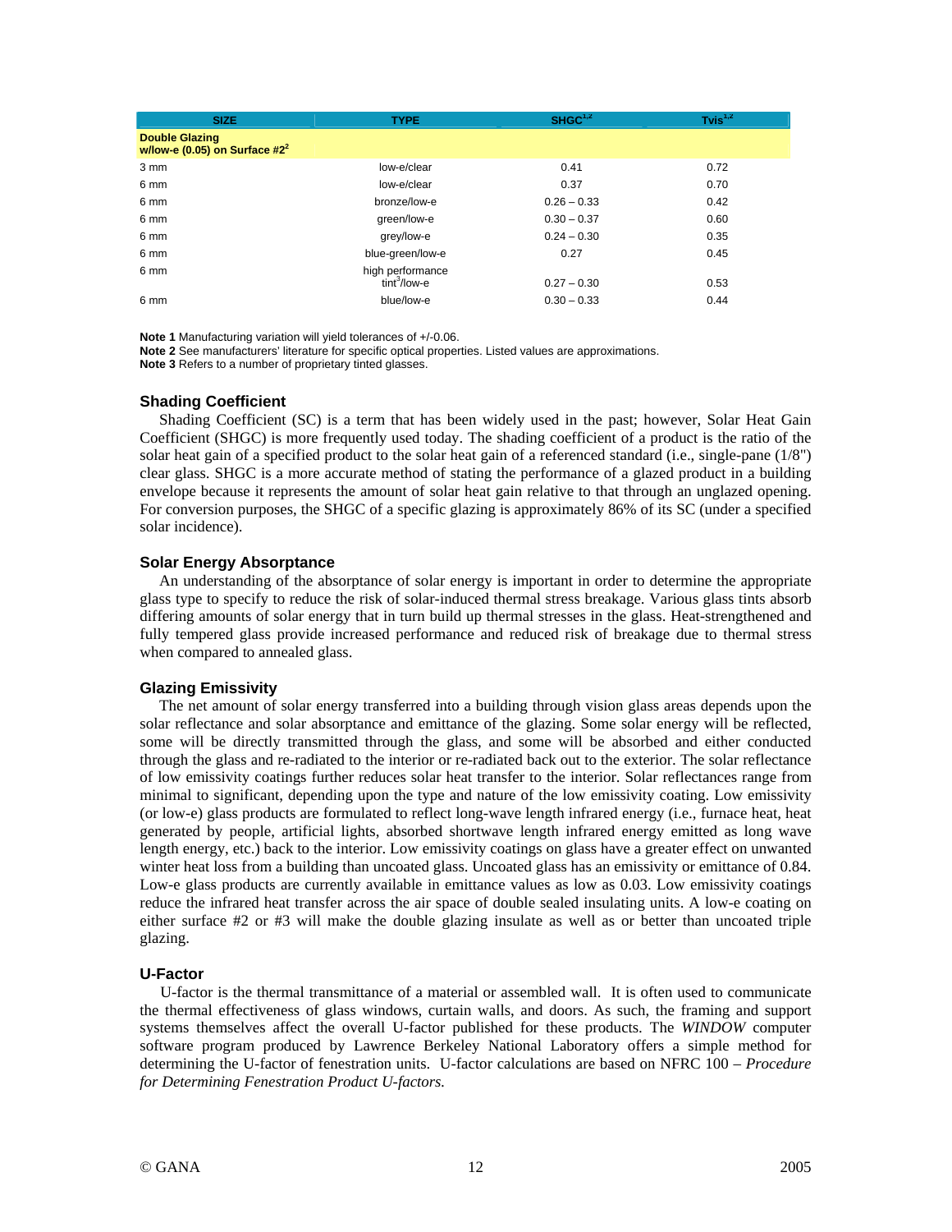| SIZE | TYPE | SHGC[1,2] | Tvis[1,2] |
|---|---|---|---|
| **Double Glazing w/low-e (0.05) on Surface #2[2]** | | | |
| 3 mm | low-e/clear | 0.41 | 0.72 |
| 6 mm | low-e/clear | 0.37 | 0.70 |
| 6 mm | bronze/low-e | 0.26 – 0.33 | 0.42 |
| 6 mm | green/low-e | 0.30 – 0.37 | 0.60 |
| 6 mm | grey/low-e | 0.24 – 0.30 | 0.35 |
| 6 mm | blue-green/low-e | 0.27 | 0.45 |
| 6 mm | high performance tint[3]/low-e | 0.27 – 0.30 | 0.53 |
| 6 mm | blue/low-e | 0.30 – 0.33 | 0.44 |

**Note 1** Manufacturing variation will yield tolerances of +/-0.06.
**Note 2** See manufacturers' literature for specific optical properties. Listed values are approximations.
**Note 3** Refers to a number of proprietary tinted glasses.

### Shading Coefficient

Shading Coefficient (SC) is a term that has been widely used in the past; however, Solar Heat Gain Coefficient (SHGC) is more frequently used today. The shading coefficient of a product is the ratio of the solar heat gain of a specified product to the solar heat gain of a referenced standard (i.e., single-pane (1/8") clear glass. SHGC is a more accurate method of stating the performance of a glazed product in a building envelope because it represents the amount of solar heat gain relative to that through an unglazed opening. For conversion purposes, the SHGC of a specific glazing is approximately 86% of its SC (under a specified solar incidence).

### Solar Energy Absorptance

An understanding of the absorptance of solar energy is important in order to determine the appropriate glass type to specify to reduce the risk of solar-induced thermal stress breakage. Various glass tints absorb differing amounts of solar energy that in turn build up thermal stresses in the glass. Heat-strengthened and fully tempered glass provide increased performance and reduced risk of breakage due to thermal stress when compared to annealed glass.

### Glazing Emissivity

The net amount of solar energy transferred into a building through vision glass areas depends upon the solar reflectance and solar absorptance and emittance of the glazing. Some solar energy will be reflected, some will be directly transmitted through the glass, and some will be absorbed and either conducted through the glass and re-radiated to the interior or re-radiated back out to the exterior. The solar reflectance of low emissivity coatings further reduces solar heat transfer to the interior. Solar reflectances range from minimal to significant, depending upon the type and nature of the low emissivity coating. Low emissivity (or low-e) glass products are formulated to reflect long-wave length infrared energy (i.e., furnace heat, heat generated by people, artificial lights, absorbed shortwave length infrared energy emitted as long wave length energy, etc.) back to the interior. Low emissivity coatings on glass have a greater effect on unwanted winter heat loss from a building than uncoated glass. Uncoated glass has an emissivity or emittance of 0.84. Low-e glass products are currently available in emittance values as low as 0.03. Low emissivity coatings reduce the infrared heat transfer across the air space of double sealed insulating units. A low-e coating on either surface #2 or #3 will make the double glazing insulate as well as or better than uncoated triple glazing.

### U-Factor

U-factor is the thermal transmittance of a material or assembled wall. It is often used to communicate the thermal effectiveness of glass windows, curtain walls, and doors. As such, the framing and support systems themselves affect the overall U-factor published for these products. The *WINDOW* computer software program produced by Lawrence Berkeley National Laboratory offers a simple method for determining the U-factor of fenestration units. U-factor calculations are based on NFRC 100 – *Procedure for Determining Fenestration Product U-factors.*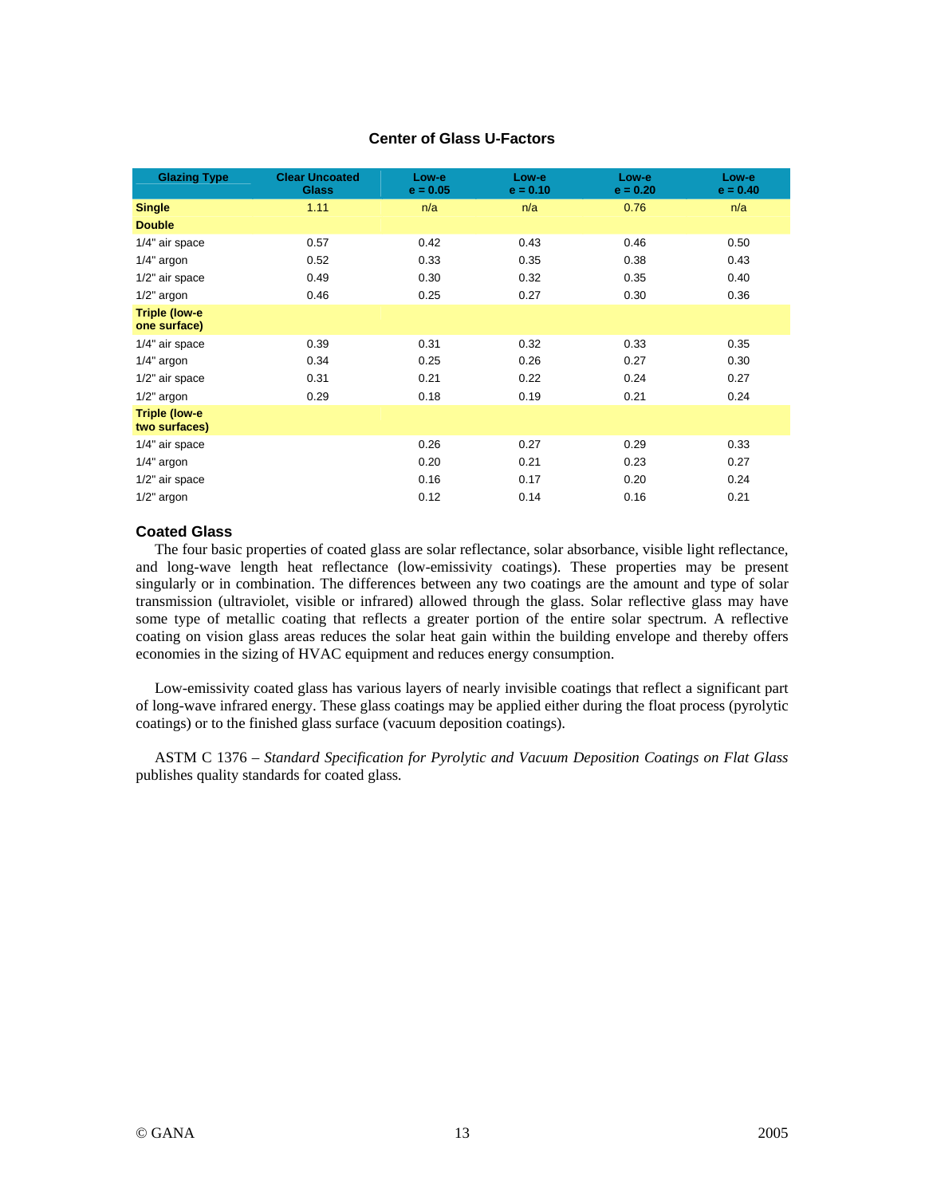### Center of Glass U-Factors

| Glazing Type | Clear Uncoated Glass | Low-e e = 0.05 | Low-e e = 0.10 | Low-e e = 0.20 | Low-e e = 0.40 |
|---|---|---|---|---|---|
| **Single** | 1.11 | n/a | n/a | 0.76 | n/a |
| **Double** | | | | | |
| 1/4" air space | 0.57 | 0.42 | 0.43 | 0.46 | 0.50 |
| 1/4" argon | 0.52 | 0.33 | 0.35 | 0.38 | 0.43 |
| 1/2" air space | 0.49 | 0.30 | 0.32 | 0.35 | 0.40 |
| 1/2" argon | 0.46 | 0.25 | 0.27 | 0.30 | 0.36 |
| **Triple (low-e one surface)** | | | | | |
| 1/4" air space | 0.39 | 0.31 | 0.32 | 0.33 | 0.35 |
| 1/4" argon | 0.34 | 0.25 | 0.26 | 0.27 | 0.30 |
| 1/2" air space | 0.31 | 0.21 | 0.22 | 0.24 | 0.27 |
| 1/2" argon | 0.29 | 0.18 | 0.19 | 0.21 | 0.24 |
| **Triple (low-e two surfaces)** | | | | | |
| 1/4" air space | | 0.26 | 0.27 | 0.29 | 0.33 |
| 1/4" argon | | 0.20 | 0.21 | 0.23 | 0.27 |
| 1/2" air space | | 0.16 | 0.17 | 0.20 | 0.24 |
| 1/2" argon | | 0.12 | 0.14 | 0.16 | 0.21 |

### Coated Glass

The four basic properties of coated glass are solar reflectance, solar absorbance, visible light reflectance, and long-wave length heat reflectance (low-emissivity coatings). These properties may be present singularly or in combination. The differences between any two coatings are the amount and type of solar transmission (ultraviolet, visible or infrared) allowed through the glass. Solar reflective glass may have some type of metallic coating that reflects a greater portion of the entire solar spectrum. A reflective coating on vision glass areas reduces the solar heat gain within the building envelope and thereby offers economies in the sizing of HVAC equipment and reduces energy consumption.

Low-emissivity coated glass has various layers of nearly invisible coatings that reflect a significant part of long-wave infrared energy. These glass coatings may be applied either during the float process (pyrolytic coatings) or to the finished glass surface (vacuum deposition coatings).

ASTM C 1376 – *Standard Specification for Pyrolytic and Vacuum Deposition Coatings on Flat Glass* publishes quality standards for coated glass.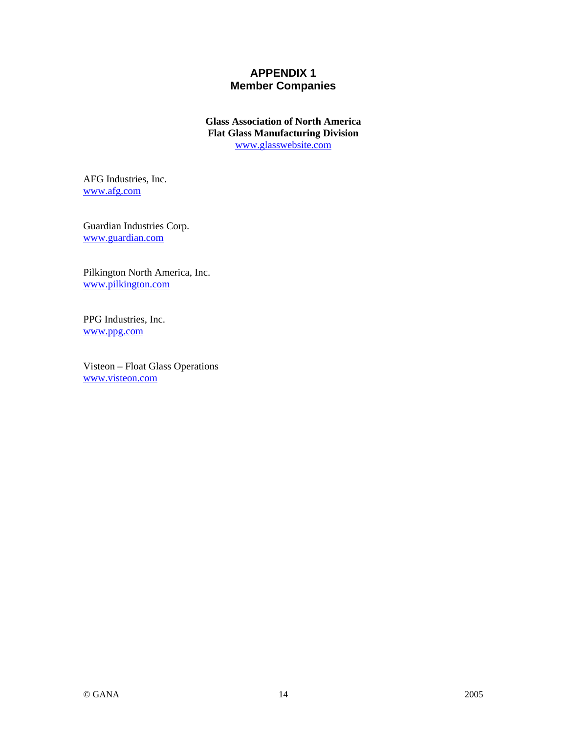# APPENDIX 1
## Member Companies

**Glass Association of North America**
**Flat Glass Manufacturing Division**
www.glasswebsite.com

AFG Industries, Inc.
www.afg.com

Guardian Industries Corp.
www.guardian.com

Pilkington North America, Inc.
www.pilkington.com

PPG Industries, Inc.
www.ppg.com

Visteon – Float Glass Operations
www.visteon.com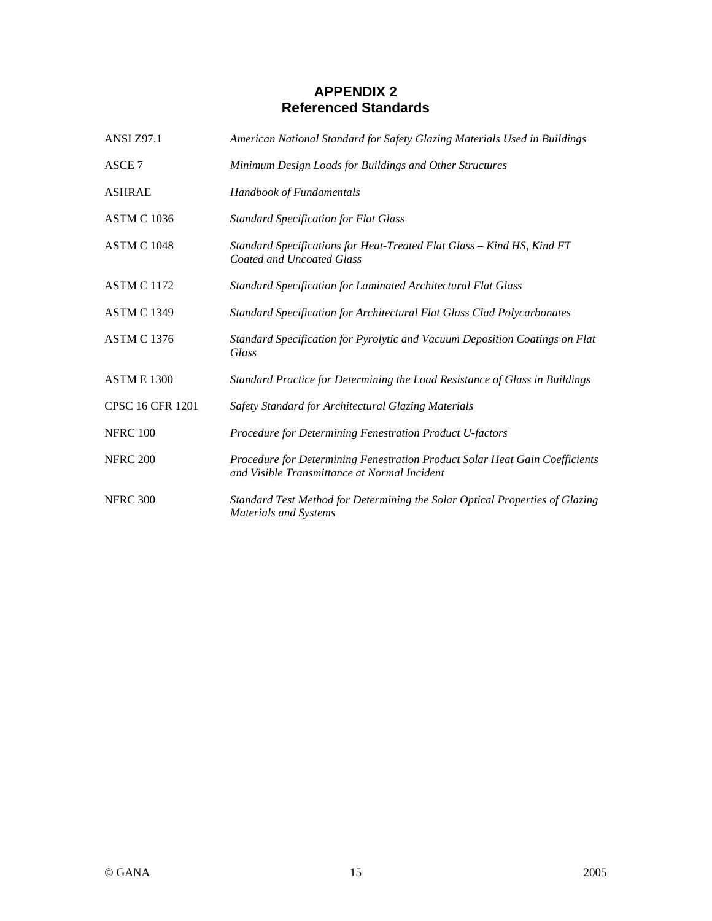# APPENDIX 2
## Referenced Standards

| | |
|---|---|
| ANSI Z97.1 | *American National Standard for Safety Glazing Materials Used in Buildings* |
| ASCE 7 | *Minimum Design Loads for Buildings and Other Structures* |
| ASHRAE | *Handbook of Fundamentals* |
| ASTM C 1036 | *Standard Specification for Flat Glass* |
| ASTM C 1048 | *Standard Specifications for Heat-Treated Flat Glass – Kind HS, Kind FT Coated and Uncoated Glass* |
| ASTM C 1172 | *Standard Specification for Laminated Architectural Flat Glass* |
| ASTM C 1349 | *Standard Specification for Architectural Flat Glass Clad Polycarbonates* |
| ASTM C 1376 | *Standard Specification for Pyrolytic and Vacuum Deposition Coatings on Flat Glass* |
| ASTM E 1300 | *Standard Practice for Determining the Load Resistance of Glass in Buildings* |
| CPSC 16 CFR 1201 | *Safety Standard for Architectural Glazing Materials* |
| NFRC 100 | *Procedure for Determining Fenestration Product U-factors* |
| NFRC 200 | *Procedure for Determining Fenestration Product Solar Heat Gain Coefficients and Visible Transmittance at Normal Incident* |
| NFRC 300 | *Standard Test Method for Determining the Solar Optical Properties of Glazing Materials and Systems* |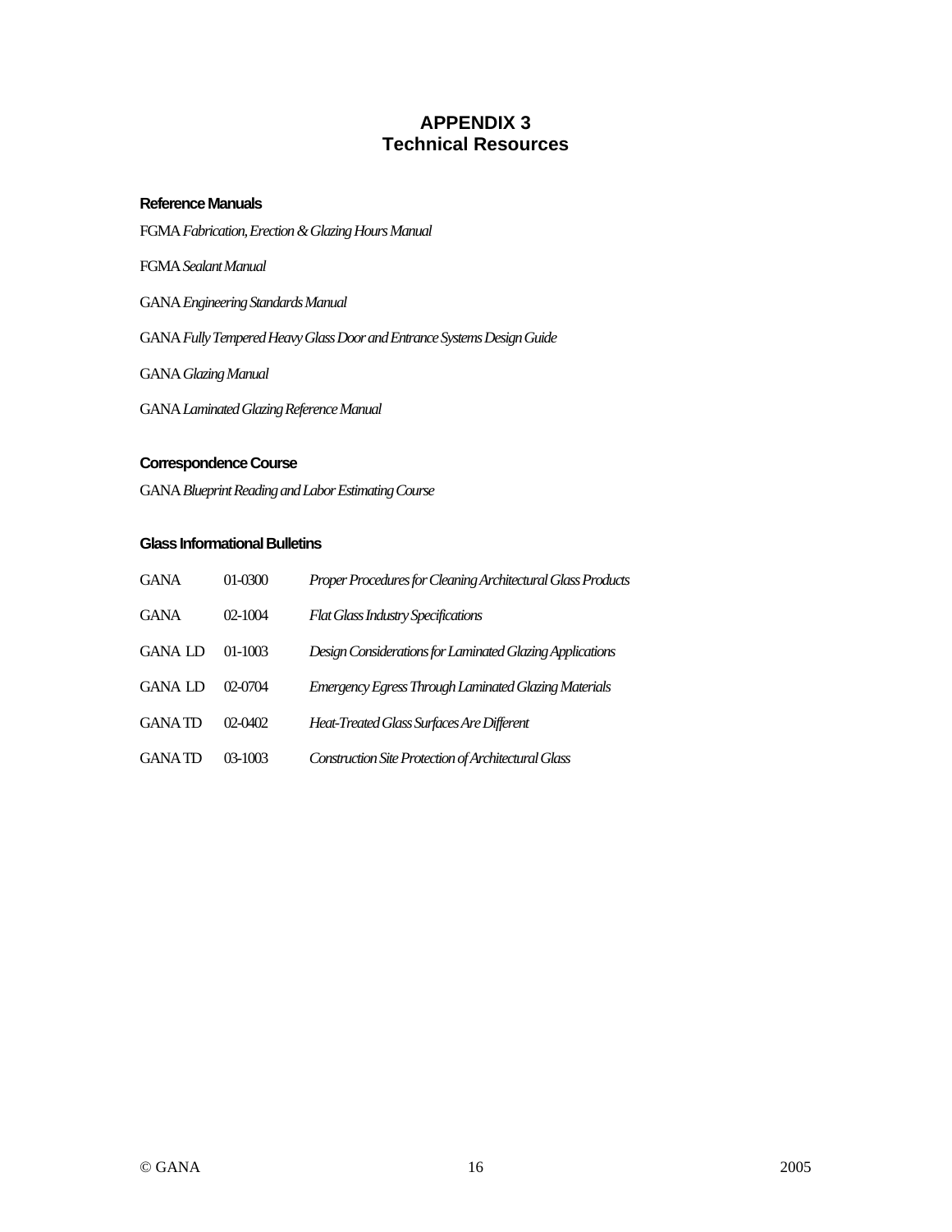# APPENDIX 3
# Technical Resources

### Reference Manuals

FGMA *Fabrication, Erection & Glazing Hours Manual*

FGMA *Sealant Manual*

GANA *Engineering Standards Manual*

GANA *Fully Tempered Heavy Glass Door and Entrance Systems Design Guide*

GANA *Glazing Manual*

GANA *Laminated Glazing Reference Manual*

### Correspondence Course

GANA *Blueprint Reading and Labor Estimating Course*

### Glass Informational Bulletins

| | | |
|---|---|---|
| GANA | 01-0300 | *Proper Procedures for Cleaning Architectural Glass Products* |
| GANA | 02-1004 | *Flat Glass Industry Specifications* |
| GANA LD | 01-1003 | *Design Considerations for Laminated Glazing Applications* |
| GANA LD | 02-0704 | *Emergency Egress Through Laminated Glazing Materials* |
| GANA TD | 02-0402 | *Heat-Treated Glass Surfaces Are Different* |
| GANA TD | 03-1003 | *Construction Site Protection of Architectural Glass* |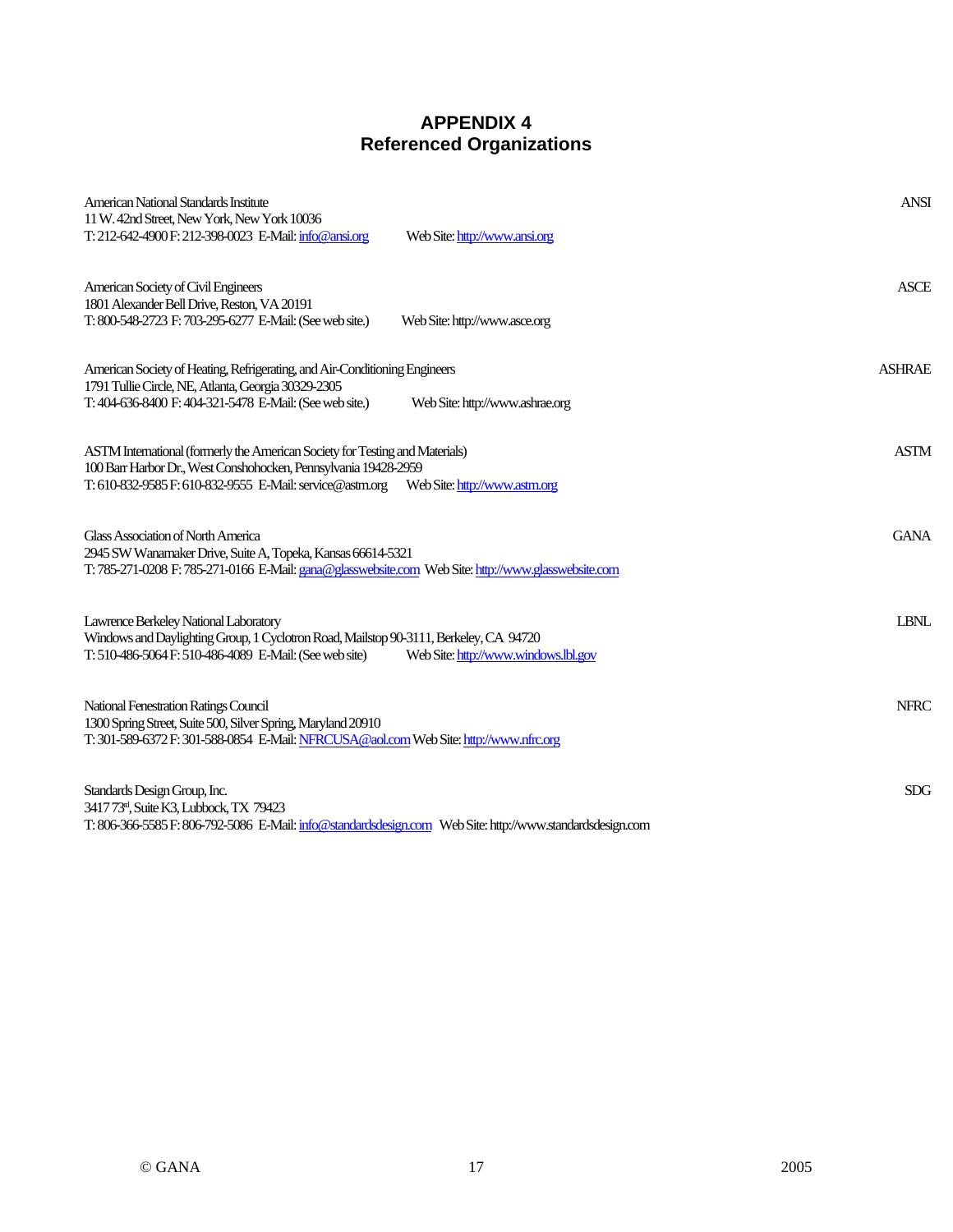# APPENDIX 4
# Referenced Organizations

American National Standards Institute — ANSI
11 W. 42nd Street, New York, New York 10036
T: 212-642-4900 F: 212-398-0023 E-Mail: info@ansi.org Web Site: http://www.ansi.org

American Society of Civil Engineers — ASCE
1801 Alexander Bell Drive, Reston, VA 20191
T: 800-548-2723 F: 703-295-6277 E-Mail: (See web site.) Web Site: http://www.asce.org

American Society of Heating, Refrigerating, and Air-Conditioning Engineers — ASHRAE
1791 Tullie Circle, NE, Atlanta, Georgia 30329-2305
T: 404-636-8400 F: 404-321-5478 E-Mail: (See web site.) Web Site: http://www.ashrae.org

ASTM International (formerly the American Society for Testing and Materials) — ASTM
100 Barr Harbor Dr., West Conshohocken, Pennsylvania 19428-2959
T: 610-832-9585 F: 610-832-9555 E-Mail: service@astm.org Web Site: http://www.astm.org

Glass Association of North America — GANA
2945 SW Wanamaker Drive, Suite A, Topeka, Kansas 66614-5321
T: 785-271-0208 F: 785-271-0166 E-Mail: gana@glasswebsite.com Web Site: http://www.glasswebsite.com

Lawrence Berkeley National Laboratory — LBNL
Windows and Daylighting Group, 1 Cyclotron Road, Mailstop 90-3111, Berkeley, CA 94720
T: 510-486-5064 F: 510-486-4089 E-Mail: (See web site) Web Site: http://www.windows.lbl.gov

National Fenestration Ratings Council — NFRC
1300 Spring Street, Suite 500, Silver Spring, Maryland 20910
T: 301-589-6372 F: 301-588-0854 E-Mail: NFRCUSA@aol.com Web Site: http://www.nfrc.org

Standards Design Group, Inc. — SDG
3417 73rd, Suite K3, Lubbock, TX 79423
T: 806-366-5585 F: 806-792-5086 E-Mail: info@standardsdesign.com Web Site: http://www.standardsdesign.com